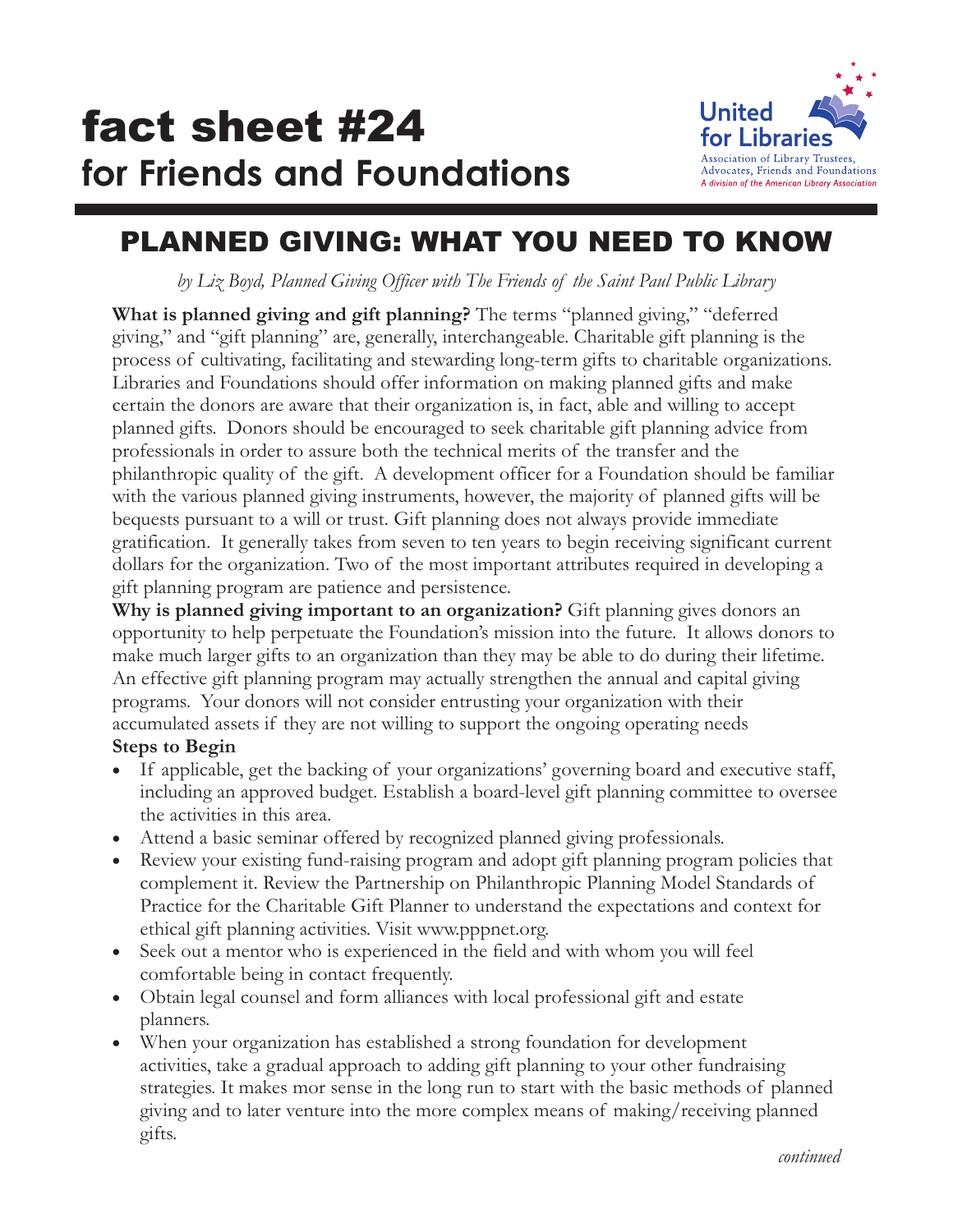# fact sheet #24
## for Friends and Foundations

United for Libraries
Association of Library Trustees, Advocates, Friends and Foundations
*A division of the American Library Association*

## PLANNED GIVING: WHAT YOU NEED TO KNOW

*by Liz Boyd, Planned Giving Officer with The Friends of the Saint Paul Public Library*

**What is planned giving and gift planning?** The terms "planned giving," "deferred giving," and "gift planning" are, generally, interchangeable. Charitable gift planning is the process of cultivating, facilitating and stewarding long-term gifts to charitable organizations. Libraries and Foundations should offer information on making planned gifts and make certain the donors are aware that their organization is, in fact, able and willing to accept planned gifts. Donors should be encouraged to seek charitable gift planning advice from professionals in order to assure both the technical merits of the transfer and the philanthropic quality of the gift. A development officer for a Foundation should be familiar with the various planned giving instruments, however, the majority of planned gifts will be bequests pursuant to a will or trust. Gift planning does not always provide immediate gratification. It generally takes from seven to ten years to begin receiving significant current dollars for the organization. Two of the most important attributes required in developing a gift planning program are patience and persistence.

**Why is planned giving important to an organization?** Gift planning gives donors an opportunity to help perpetuate the Foundation's mission into the future. It allows donors to make much larger gifts to an organization than they may be able to do during their lifetime. An effective gift planning program may actually strengthen the annual and capital giving programs. Your donors will not consider entrusting your organization with their accumulated assets if they are not willing to support the ongoing operating needs

**Steps to Begin**

- If applicable, get the backing of your organizations' governing board and executive staff, including an approved budget. Establish a board-level gift planning committee to oversee the activities in this area.
- Attend a basic seminar offered by recognized planned giving professionals.
- Review your existing fund-raising program and adopt gift planning program policies that complement it. Review the Partnership on Philanthropic Planning Model Standards of Practice for the Charitable Gift Planner to understand the expectations and context for ethical gift planning activities. Visit www.pppnet.org.
- Seek out a mentor who is experienced in the field and with whom you will feel comfortable being in contact frequently.
- Obtain legal counsel and form alliances with local professional gift and estate planners.
- When your organization has established a strong foundation for development activities, take a gradual approach to adding gift planning to your other fundraising strategies. It makes mor sense in the long run to start with the basic methods of planned giving and to later venture into the more complex means of making/receiving planned gifts.

*continued*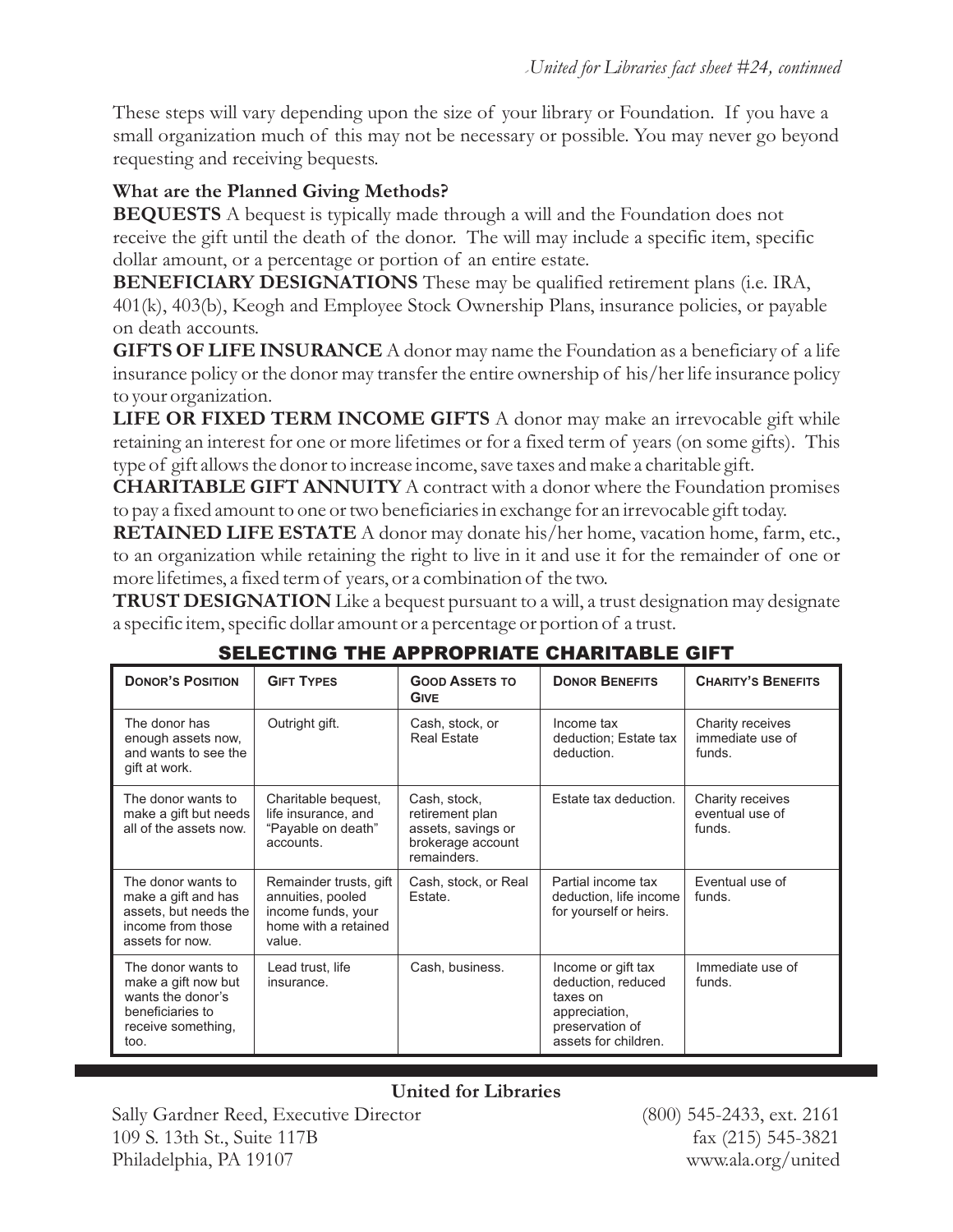These steps will vary depending upon the size of your library or Foundation. If you have a small organization much of this may not be necessary or possible. You may never go beyond requesting and receiving bequests.

**What are the Planned Giving Methods?**

**BEQUESTS** A bequest is typically made through a will and the Foundation does not receive the gift until the death of the donor. The will may include a specific item, specific dollar amount, or a percentage or portion of an entire estate.

**BENEFICIARY DESIGNATIONS** These may be qualified retirement plans (i.e. IRA, 401(k), 403(b), Keogh and Employee Stock Ownership Plans, insurance policies, or payable on death accounts.

**GIFTS OF LIFE INSURANCE** A donor may name the Foundation as a beneficiary of a life insurance policy or the donor may transfer the entire ownership of his/her life insurance policy to your organization.

**LIFE OR FIXED TERM INCOME GIFTS** A donor may make an irrevocable gift while retaining an interest for one or more lifetimes or for a fixed term of years (on some gifts). This type of gift allows the donor to increase income, save taxes and make a charitable gift.

**CHARITABLE GIFT ANNUITY** A contract with a donor where the Foundation promises to pay a fixed amount to one or two beneficiaries in exchange for an irrevocable gift today.

**RETAINED LIFE ESTATE** A donor may donate his/her home, vacation home, farm, etc., to an organization while retaining the right to live in it and use it for the remainder of one or more lifetimes, a fixed term of years, or a combination of the two.

**TRUST DESIGNATION** Like a bequest pursuant to a will, a trust designation may designate a specific item, specific dollar amount or a percentage or portion of a trust.

## SELECTING THE APPROPRIATE CHARITABLE GIFT

| Donor's Position | Gift Types | Good Assets to Give | Donor Benefits | Charity's Benefits |
|---|---|---|---|---|
| The donor has enough assets now, and wants to see the gift at work. | Outright gift. | Cash, stock, or Real Estate | Income tax deduction; Estate tax deduction. | Charity receives immediate use of funds. |
| The donor wants to make a gift but needs all of the assets now. | Charitable bequest, life insurance, and "Payable on death" accounts. | Cash, stock, retirement plan assets, savings or brokerage account remainders. | Estate tax deduction. | Charity receives eventual use of funds. |
| The donor wants to make a gift and has assets, but needs the income from those assets for now. | Remainder trusts, gift annuities, pooled income funds, your home with a retained value. | Cash, stock, or Real Estate. | Partial income tax deduction, life income for yourself or heirs. | Eventual use of funds. |
| The donor wants to make a gift now but wants the donor's beneficiaries to receive something, too. | Lead trust, life insurance. | Cash, business. | Income or gift tax deduction, reduced taxes on appreciation, preservation of assets for children. | Immediate use of funds. |

**United for Libraries**

Sally Gardner Reed, Executive Director
109 S. 13th St., Suite 117B
Philadelphia, PA 19107

(800) 545-2433, ext. 2161
fax (215) 545-3821
www.ala.org/united